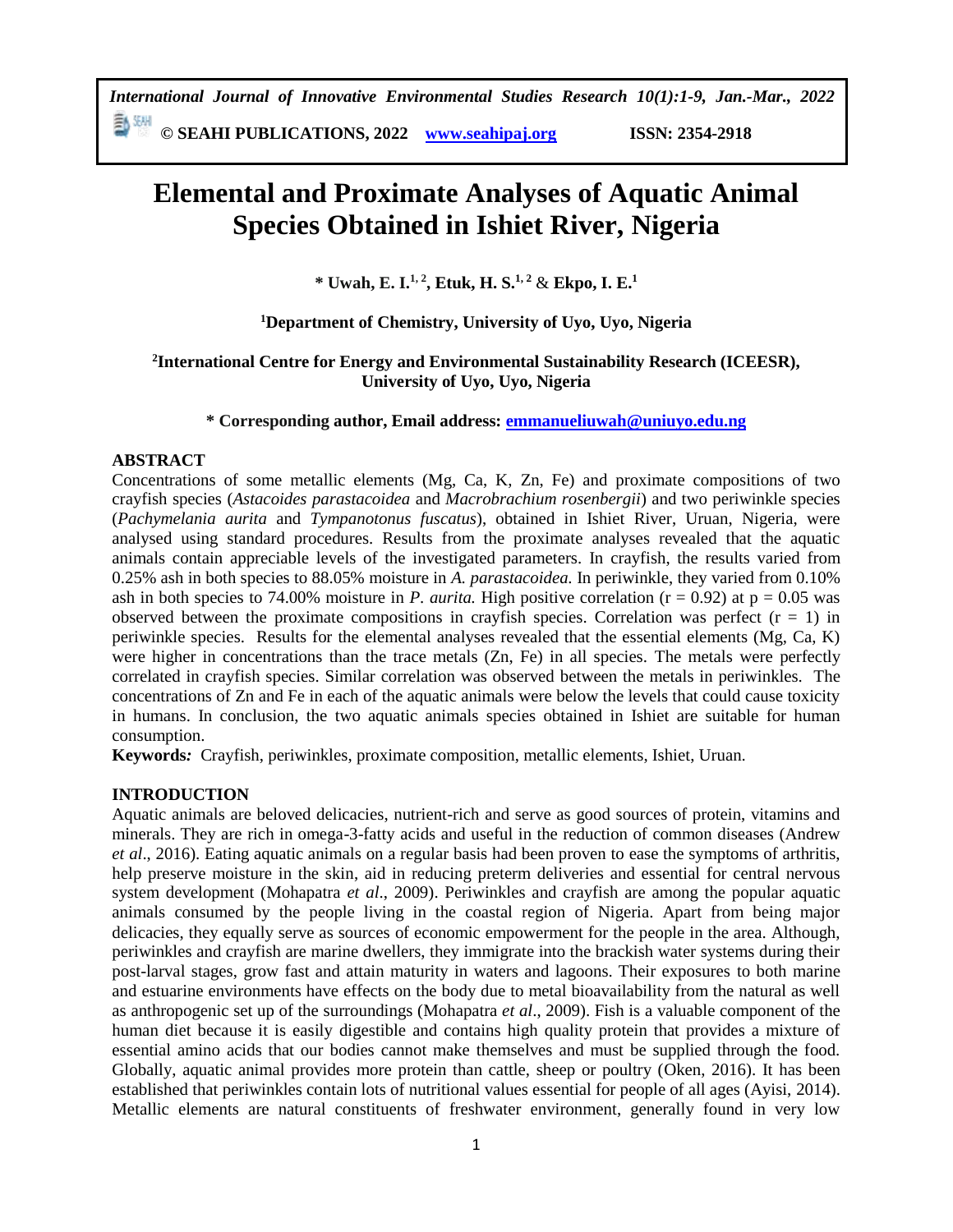# Elemental and Proximate Analyses of Aquatic Animal Species Obtained in Ishiet River, Nigeria

**\* Uwah, E. I.[1, 2], Etuk, H. S.[1, 2] & Ekpo, I. E.[1]**

**[1]Department of Chemistry, University of Uyo, Uyo, Nigeria**

**[2]International Centre for Energy and Environmental Sustainability Research (ICEESR), University of Uyo, Uyo, Nigeria**

**\* Corresponding author, Email address: emmanueliuwah@uniuyo.edu.ng**

## ABSTRACT

Concentrations of some metallic elements (Mg, Ca, K, Zn, Fe) and proximate compositions of two crayfish species (*Astacoides parastacoidea* and *Macrobrachium rosenbergii*) and two periwinkle species (*Pachymelania aurita* and *Tympanotonus fuscatus*), obtained in Ishiet River, Uruan, Nigeria, were analysed using standard procedures. Results from the proximate analyses revealed that the aquatic animals contain appreciable levels of the investigated parameters. In crayfish, the results varied from 0.25% ash in both species to 88.05% moisture in *A. parastacoidea.* In periwinkle, they varied from 0.10% ash in both species to 74.00% moisture in *P. aurita.* High positive correlation ($r = 0.92$) at $p = 0.05$ was observed between the proximate compositions in crayfish species. Correlation was perfect ($r = 1$) in periwinkle species. Results for the elemental analyses revealed that the essential elements (Mg, Ca, K) were higher in concentrations than the trace metals (Zn, Fe) in all species. The metals were perfectly correlated in crayfish species. Similar correlation was observed between the metals in periwinkles. The concentrations of Zn and Fe in each of the aquatic animals were below the levels that could cause toxicity in humans. In conclusion, the two aquatic animals species obtained in Ishiet are suitable for human consumption.

**Keywords***:* Crayfish, periwinkles, proximate composition, metallic elements, Ishiet, Uruan.

## INTRODUCTION

Aquatic animals are beloved delicacies, nutrient-rich and serve as good sources of protein, vitamins and minerals. They are rich in omega-3-fatty acids and useful in the reduction of common diseases (Andrew *et al*., 2016). Eating aquatic animals on a regular basis had been proven to ease the symptoms of arthritis, help preserve moisture in the skin, aid in reducing preterm deliveries and essential for central nervous system development (Mohapatra *et al*., 2009). Periwinkles and crayfish are among the popular aquatic animals consumed by the people living in the coastal region of Nigeria. Apart from being major delicacies, they equally serve as sources of economic empowerment for the people in the area. Although, periwinkles and crayfish are marine dwellers, they immigrate into the brackish water systems during their post-larval stages, grow fast and attain maturity in waters and lagoons. Their exposures to both marine and estuarine environments have effects on the body due to metal bioavailability from the natural as well as anthropogenic set up of the surroundings (Mohapatra *et al*., 2009). Fish is a valuable component of the human diet because it is easily digestible and contains high quality protein that provides a mixture of essential amino acids that our bodies cannot make themselves and must be supplied through the food. Globally, aquatic animal provides more protein than cattle, sheep or poultry (Oken, 2016). It has been established that periwinkles contain lots of nutritional values essential for people of all ages (Ayisi, 2014). Metallic elements are natural constituents of freshwater environment, generally found in very low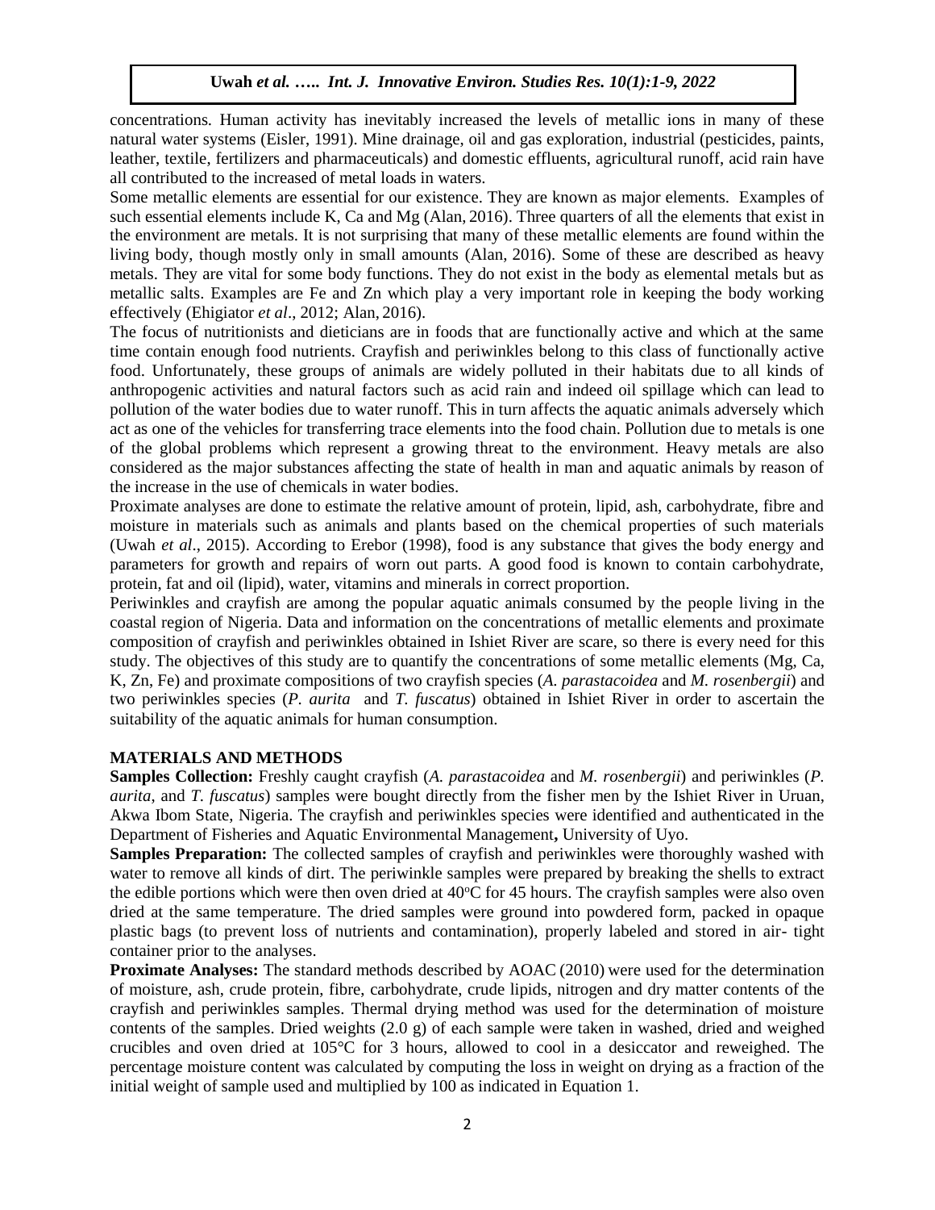concentrations. Human activity has inevitably increased the levels of metallic ions in many of these natural water systems (Eisler, 1991). Mine drainage, oil and gas exploration, industrial (pesticides, paints, leather, textile, fertilizers and pharmaceuticals) and domestic effluents, agricultural runoff, acid rain have all contributed to the increased of metal loads in waters.

Some metallic elements are essential for our existence. They are known as major elements. Examples of such essential elements include K, Ca and Mg (Alan, 2016). Three quarters of all the elements that exist in the environment are metals. It is not surprising that many of these metallic elements are found within the living body, though mostly only in small amounts (Alan, 2016). Some of these are described as heavy metals. They are vital for some body functions. They do not exist in the body as elemental metals but as metallic salts. Examples are Fe and Zn which play a very important role in keeping the body working effectively (Ehigiator *et al*., 2012; Alan, 2016).

The focus of nutritionists and dieticians are in foods that are functionally active and which at the same time contain enough food nutrients. Crayfish and periwinkles belong to this class of functionally active food. Unfortunately, these groups of animals are widely polluted in their habitats due to all kinds of anthropogenic activities and natural factors such as acid rain and indeed oil spillage which can lead to pollution of the water bodies due to water runoff. This in turn affects the aquatic animals adversely which act as one of the vehicles for transferring trace elements into the food chain. Pollution due to metals is one of the global problems which represent a growing threat to the environment. Heavy metals are also considered as the major substances affecting the state of health in man and aquatic animals by reason of the increase in the use of chemicals in water bodies.

Proximate analyses are done to estimate the relative amount of protein, lipid, ash, carbohydrate, fibre and moisture in materials such as animals and plants based on the chemical properties of such materials (Uwah *et al*., 2015). According to Erebor (1998), food is any substance that gives the body energy and parameters for growth and repairs of worn out parts. A good food is known to contain carbohydrate, protein, fat and oil (lipid), water, vitamins and minerals in correct proportion.

Periwinkles and crayfish are among the popular aquatic animals consumed by the people living in the coastal region of Nigeria. Data and information on the concentrations of metallic elements and proximate composition of crayfish and periwinkles obtained in Ishiet River are scare, so there is every need for this study. The objectives of this study are to quantify the concentrations of some metallic elements (Mg, Ca, K, Zn, Fe) and proximate compositions of two crayfish species (*A. parastacoidea* and *M. rosenbergii*) and two periwinkles species (*P. aurita* and *T. fuscatus*) obtained in Ishiet River in order to ascertain the suitability of the aquatic animals for human consumption.

## MATERIALS AND METHODS

**Samples Collection:** Freshly caught crayfish (*A. parastacoidea* and *M. rosenbergii*) and periwinkles (*P. aurita,* and *T. fuscatus*) samples were bought directly from the fisher men by the Ishiet River in Uruan, Akwa Ibom State, Nigeria. The crayfish and periwinkles species were identified and authenticated in the Department of Fisheries and Aquatic Environmental Management**,** University of Uyo.

**Samples Preparation:** The collected samples of crayfish and periwinkles were thoroughly washed with water to remove all kinds of dirt. The periwinkle samples were prepared by breaking the shells to extract the edible portions which were then oven dried at 40$^{o}$C for 45 hours. The crayfish samples were also oven dried at the same temperature. The dried samples were ground into powdered form, packed in opaque plastic bags (to prevent loss of nutrients and contamination), properly labeled and stored in air- tight container prior to the analyses.

**Proximate Analyses:** The standard methods described by AOAC (2010) were used for the determination of moisture, ash, crude protein, fibre, carbohydrate, crude lipids, nitrogen and dry matter contents of the crayfish and periwinkles samples. Thermal drying method was used for the determination of moisture contents of the samples. Dried weights (2.0 g) of each sample were taken in washed, dried and weighed crucibles and oven dried at 105°C for 3 hours, allowed to cool in a desiccator and reweighed. The percentage moisture content was calculated by computing the loss in weight on drying as a fraction of the initial weight of sample used and multiplied by 100 as indicated in Equation 1.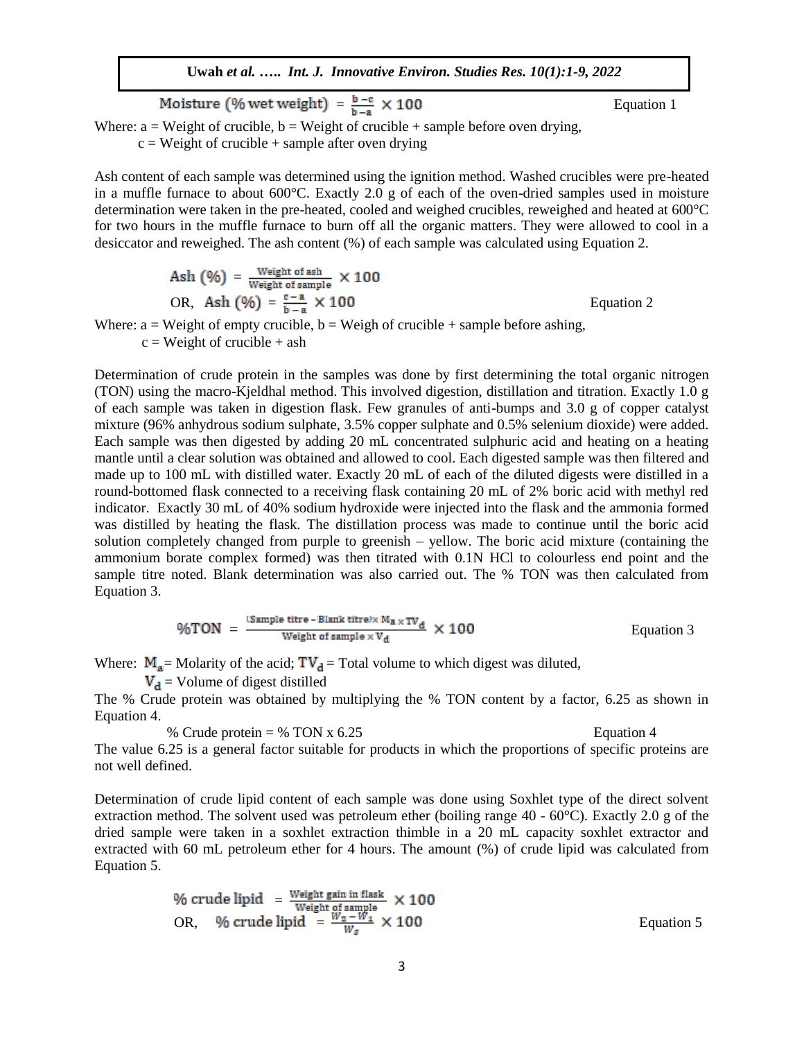$$\text{Moisture (\% wet weight)} = \frac{b - c}{b - a} \times 100 \qquad \text{Equation 1}$$

Where: a = Weight of crucible, b = Weight of crucible + sample before oven drying,
c = Weight of crucible + sample after oven drying

Ash content of each sample was determined using the ignition method. Washed crucibles were pre-heated in a muffle furnace to about 600°C. Exactly 2.0 g of each of the oven-dried samples used in moisture determination were taken in the pre-heated, cooled and weighed crucibles, reweighed and heated at 600°C for two hours in the muffle furnace to burn off all the organic matters. They were allowed to cool in a desiccator and reweighed. The ash content (%) of each sample was calculated using Equation 2.

$$\text{Ash (\%)} = \frac{\text{Weight of ash}}{\text{Weight of sample}} \times 100$$

$$\text{OR,} \quad \text{Ash (\%)} = \frac{c - a}{b - a} \times 100 \qquad \text{Equation 2}$$

Where: a = Weight of empty crucible, b = Weigh of crucible + sample before ashing,
c = Weight of crucible + ash

Determination of crude protein in the samples was done by first determining the total organic nitrogen (TON) using the macro-Kjeldhal method. This involved digestion, distillation and titration. Exactly 1.0 g of each sample was taken in digestion flask. Few granules of anti-bumps and 3.0 g of copper catalyst mixture (96% anhydrous sodium sulphate, 3.5% copper sulphate and 0.5% selenium dioxide) were added. Each sample was then digested by adding 20 mL concentrated sulphuric acid and heating on a heating mantle until a clear solution was obtained and allowed to cool. Each digested sample was then filtered and made up to 100 mL with distilled water. Exactly 20 mL of each of the diluted digests were distilled in a round-bottomed flask connected to a receiving flask containing 20 mL of 2% boric acid with methyl red indicator. Exactly 30 mL of 40% sodium hydroxide were injected into the flask and the ammonia formed was distilled by heating the flask. The distillation process was made to continue until the boric acid solution completely changed from purple to greenish – yellow. The boric acid mixture (containing the ammonium borate complex formed) was then titrated with 0.1N HCl to colourless end point and the sample titre noted. Blank determination was also carried out. The % TON was then calculated from Equation 3.

$$\%\text{TON} = \frac{(\text{Sample titre} - \text{Blank titre}) \times M_a \times TV_d}{\text{Weight of sample} \times V_d} \times 100 \qquad \text{Equation 3}$$

Where: $M_a$ = Molarity of the acid; $TV_d$ = Total volume to which digest was diluted,
$V_d$ = Volume of digest distilled

The % Crude protein was obtained by multiplying the % TON content by a factor, 6.25 as shown in Equation 4.

$$\%\ \text{Crude protein} = \%\ \text{TON} \times 6.25 \qquad \text{Equation 4}$$

The value 6.25 is a general factor suitable for products in which the proportions of specific proteins are not well defined.

Determination of crude lipid content of each sample was done using Soxhlet type of the direct solvent extraction method. The solvent used was petroleum ether (boiling range 40 - 60°C). Exactly 2.0 g of the dried sample were taken in a soxhlet extraction thimble in a 20 mL capacity soxhlet extractor and extracted with 60 mL petroleum ether for 4 hours. The amount (%) of crude lipid was calculated from Equation 5.

$$\%\ \text{crude lipid} = \frac{\text{Weight gain in flask}}{\text{Weight of sample}} \times 100$$

$$\text{OR,} \quad \%\ \text{crude lipid} = \frac{W_2 - W_1}{W_s} \times 100 \qquad \text{Equation 5}$$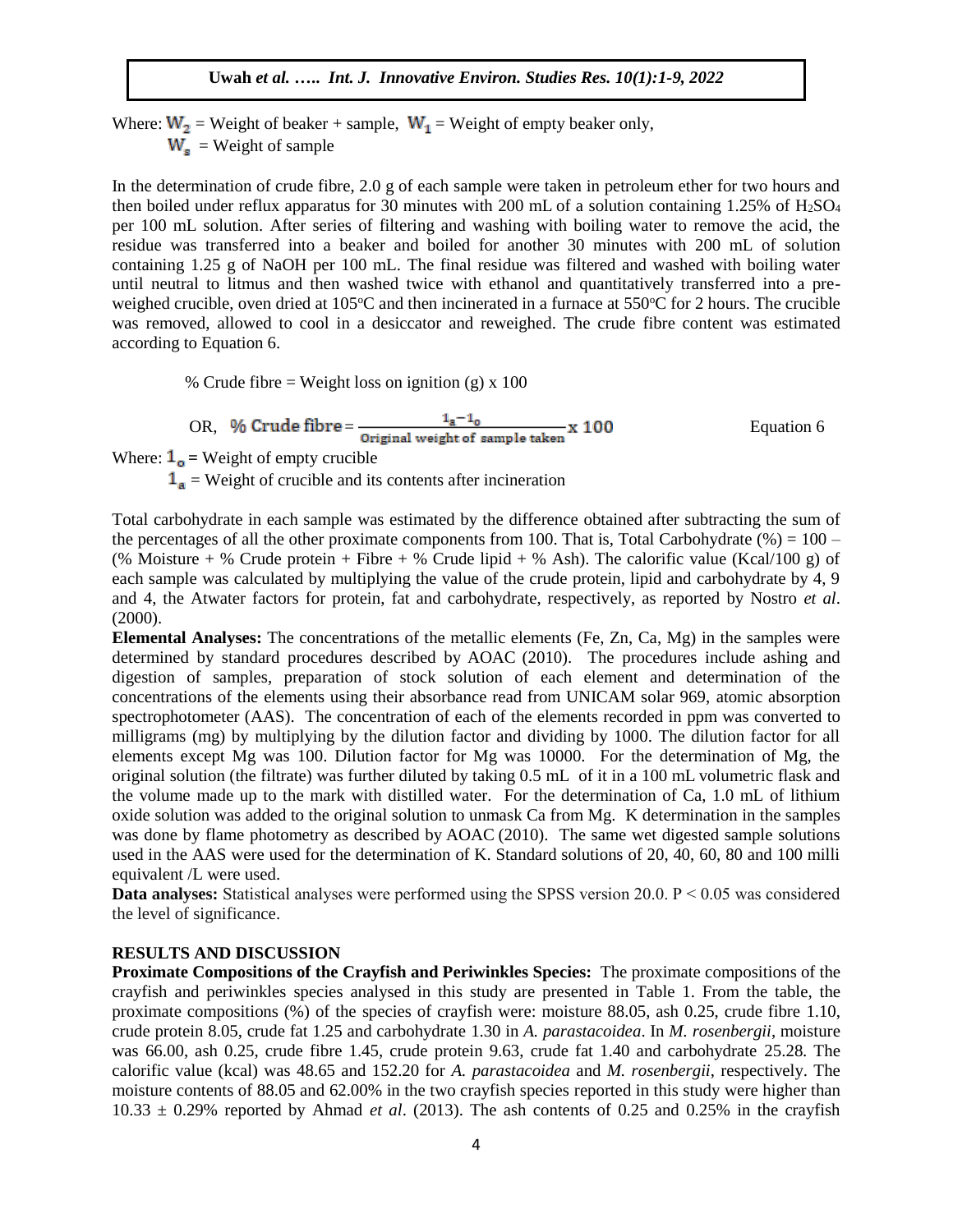Where: $W_2$ = Weight of beaker + sample, $W_1$ = Weight of empty beaker only,
$W_s$ = Weight of sample

In the determination of crude fibre, 2.0 g of each sample were taken in petroleum ether for two hours and then boiled under reflux apparatus for 30 minutes with 200 mL of a solution containing 1.25% of $H_2SO_4$ per 100 mL solution. After series of filtering and washing with boiling water to remove the acid, the residue was transferred into a beaker and boiled for another 30 minutes with 200 mL of solution containing 1.25 g of NaOH per 100 mL. The final residue was filtered and washed with boiling water until neutral to litmus and then washed twice with ethanol and quantitatively transferred into a pre-weighed crucible, oven dried at 105°C and then incinerated in a furnace at 550°C for 2 hours. The crucible was removed, allowed to cool in a desiccator and reweighed. The crude fibre content was estimated according to Equation 6.

% Crude fibre = Weight loss on ignition (g) x 100

$$\text{OR, } \% \text{ Crude fibre} = \frac{1_a - 1_o}{\text{Original weight of sample taken}} \times 100 \qquad \text{Equation 6}$$

Where: $1_o$ = Weight of empty crucible
$1_a$ = Weight of crucible and its contents after incineration

Total carbohydrate in each sample was estimated by the difference obtained after subtracting the sum of the percentages of all the other proximate components from 100. That is, Total Carbohydrate (%) = 100 – (% Moisture + % Crude protein + Fibre + % Crude lipid + % Ash). The calorific value (Kcal/100 g) of each sample was calculated by multiplying the value of the crude protein, lipid and carbohydrate by 4, 9 and 4, the Atwater factors for protein, fat and carbohydrate, respectively, as reported by Nostro *et al*. (2000).

**Elemental Analyses:** The concentrations of the metallic elements (Fe, Zn, Ca, Mg) in the samples were determined by standard procedures described by AOAC (2010). The procedures include ashing and digestion of samples, preparation of stock solution of each element and determination of the concentrations of the elements using their absorbance read from UNICAM solar 969, atomic absorption spectrophotometer (AAS). The concentration of each of the elements recorded in ppm was converted to milligrams (mg) by multiplying by the dilution factor and dividing by 1000. The dilution factor for all elements except Mg was 100. Dilution factor for Mg was 10000. For the determination of Mg, the original solution (the filtrate) was further diluted by taking 0.5 mL of it in a 100 mL volumetric flask and the volume made up to the mark with distilled water. For the determination of Ca, 1.0 mL of lithium oxide solution was added to the original solution to unmask Ca from Mg. K determination in the samples was done by flame photometry as described by AOAC (2010). The same wet digested sample solutions used in the AAS were used for the determination of K. Standard solutions of 20, 40, 60, 80 and 100 milli equivalent /L were used.

**Data analyses:** Statistical analyses were performed using the SPSS version 20.0. $P < 0.05$ was considered the level of significance.

## RESULTS AND DISCUSSION

**Proximate Compositions of the Crayfish and Periwinkles Species:** The proximate compositions of the crayfish and periwinkles species analysed in this study are presented in Table 1. From the table, the proximate compositions (%) of the species of crayfish were: moisture 88.05, ash 0.25, crude fibre 1.10, crude protein 8.05, crude fat 1.25 and carbohydrate 1.30 in *A. parastacoidea*. In *M. rosenbergii*, moisture was 66.00, ash 0.25, crude fibre 1.45, crude protein 9.63, crude fat 1.40 and carbohydrate 25.28. The calorific value (kcal) was 48.65 and 152.20 for *A. parastacoidea* and *M. rosenbergii*, respectively. The moisture contents of 88.05 and 62.00% in the two crayfish species reported in this study were higher than 10.33 ± 0.29% reported by Ahmad *et al*. (2013). The ash contents of 0.25 and 0.25% in the crayfish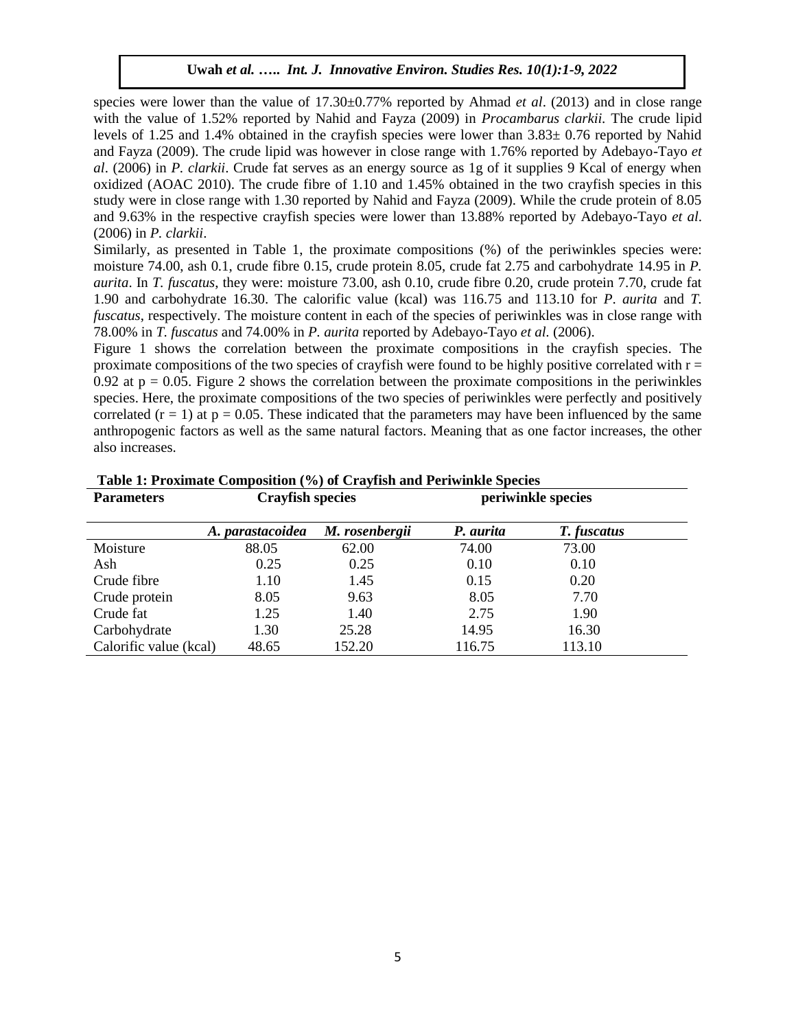species were lower than the value of 17.30±0.77% reported by Ahmad *et al*. (2013) and in close range with the value of 1.52% reported by Nahid and Fayza (2009) in *Procambarus clarkii.* The crude lipid levels of 1.25 and 1.4% obtained in the crayfish species were lower than 3.83± 0.76 reported by Nahid and Fayza (2009). The crude lipid was however in close range with 1.76% reported by Adebayo-Tayo *et al*. (2006) in *P. clarkii*. Crude fat serves as an energy source as 1g of it supplies 9 Kcal of energy when oxidized (AOAC 2010). The crude fibre of 1.10 and 1.45% obtained in the two crayfish species in this study were in close range with 1.30 reported by Nahid and Fayza (2009). While the crude protein of 8.05 and 9.63% in the respective crayfish species were lower than 13.88% reported by Adebayo-Tayo *et al*. (2006) in *P. clarkii*.

Similarly, as presented in Table 1, the proximate compositions (%) of the periwinkles species were: moisture 74.00, ash 0.1, crude fibre 0.15, crude protein 8.05, crude fat 2.75 and carbohydrate 14.95 in *P. aurita*. In *T. fuscatus,* they were: moisture 73.00, ash 0.10, crude fibre 0.20, crude protein 7.70, crude fat 1.90 and carbohydrate 16.30. The calorific value (kcal) was 116.75 and 113.10 for *P*. *aurita* and *T. fuscatus*, respectively. The moisture content in each of the species of periwinkles was in close range with 78.00% in *T. fuscatus* and 74.00% in *P. aurita* reported by Adebayo-Tayo *et al.* (2006).

Figure 1 shows the correlation between the proximate compositions in the crayfish species. The proximate compositions of the two species of crayfish were found to be highly positive correlated with $r = 0.92$ at $p = 0.05$. Figure 2 shows the correlation between the proximate compositions in the periwinkles species. Here, the proximate compositions of the two species of periwinkles were perfectly and positively correlated ($r = 1$) at $p = 0.05$. These indicated that the parameters may have been influenced by the same anthropogenic factors as well as the same natural factors. Meaning that as one factor increases, the other also increases.

**Table 1: Proximate Composition (%) of Crayfish and Periwinkle Species**

| Parameters | Crayfish species | | periwinkle species | |
|---|---|---|---|---|
| | *A. parastacoidea* | *M. rosenbergii* | *P. aurita* | *T. fuscatus* |
| Moisture | 88.05 | 62.00 | 74.00 | 73.00 |
| Ash | 0.25 | 0.25 | 0.10 | 0.10 |
| Crude fibre | 1.10 | 1.45 | 0.15 | 0.20 |
| Crude protein | 8.05 | 9.63 | 8.05 | 7.70 |
| Crude fat | 1.25 | 1.40 | 2.75 | 1.90 |
| Carbohydrate | 1.30 | 25.28 | 14.95 | 16.30 |
| Calorific value (kcal) | 48.65 | 152.20 | 116.75 | 113.10 |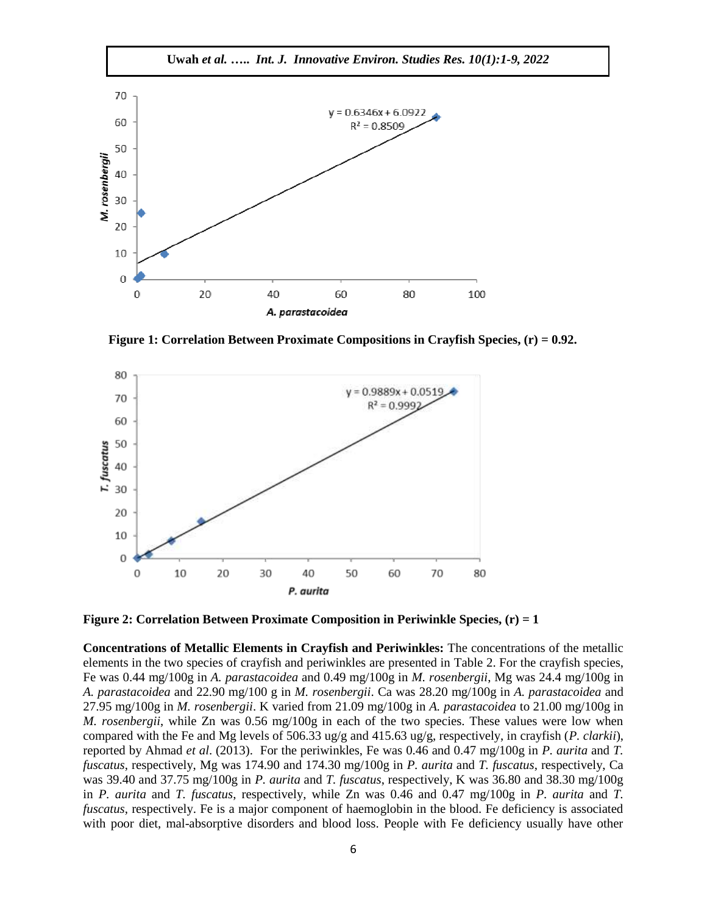**Figure 1: Correlation Between Proximate Compositions in Crayfish Species, (r) = 0.92.**

**Figure 2: Correlation Between Proximate Composition in Periwinkle Species, (r) = 1**

**Concentrations of Metallic Elements in Crayfish and Periwinkles:** The concentrations of the metallic elements in the two species of crayfish and periwinkles are presented in Table 2. For the crayfish species, Fe was 0.44 mg/100g in *A. parastacoidea* and 0.49 mg/100g in *M. rosenbergii*, Mg was 24.4 mg/100g in *A. parastacoidea* and 22.90 mg/100 g in *M. rosenbergii*. Ca was 28.20 mg/100g in *A. parastacoidea* and 27.95 mg/100g in *M. rosenbergii*. K varied from 21.09 mg/100g in *A. parastacoidea* to 21.00 mg/100g in *M. rosenbergii*, while Zn was 0.56 mg/100g in each of the two species. These values were low when compared with the Fe and Mg levels of 506.33 ug/g and 415.63 ug/g, respectively, in crayfish (*P. clarkii*), reported by Ahmad *et al*. (2013). For the periwinkles, Fe was 0.46 and 0.47 mg/100g in *P. aurita* and *T. fuscatus*, respectively, Mg was 174.90 and 174.30 mg/100g in *P. aurita* and *T. fuscatus*, respectively, Ca was 39.40 and 37.75 mg/100g in *P. aurita* and *T. fuscatus*, respectively, K was 36.80 and 38.30 mg/100g in *P. aurita* and *T. fuscatus*, respectively, while Zn was 0.46 and 0.47 mg/100g in *P. aurita* and *T. fuscatus*, respectively. Fe is a major component of haemoglobin in the blood. Fe deficiency is associated with poor diet, mal-absorptive disorders and blood loss. People with Fe deficiency usually have other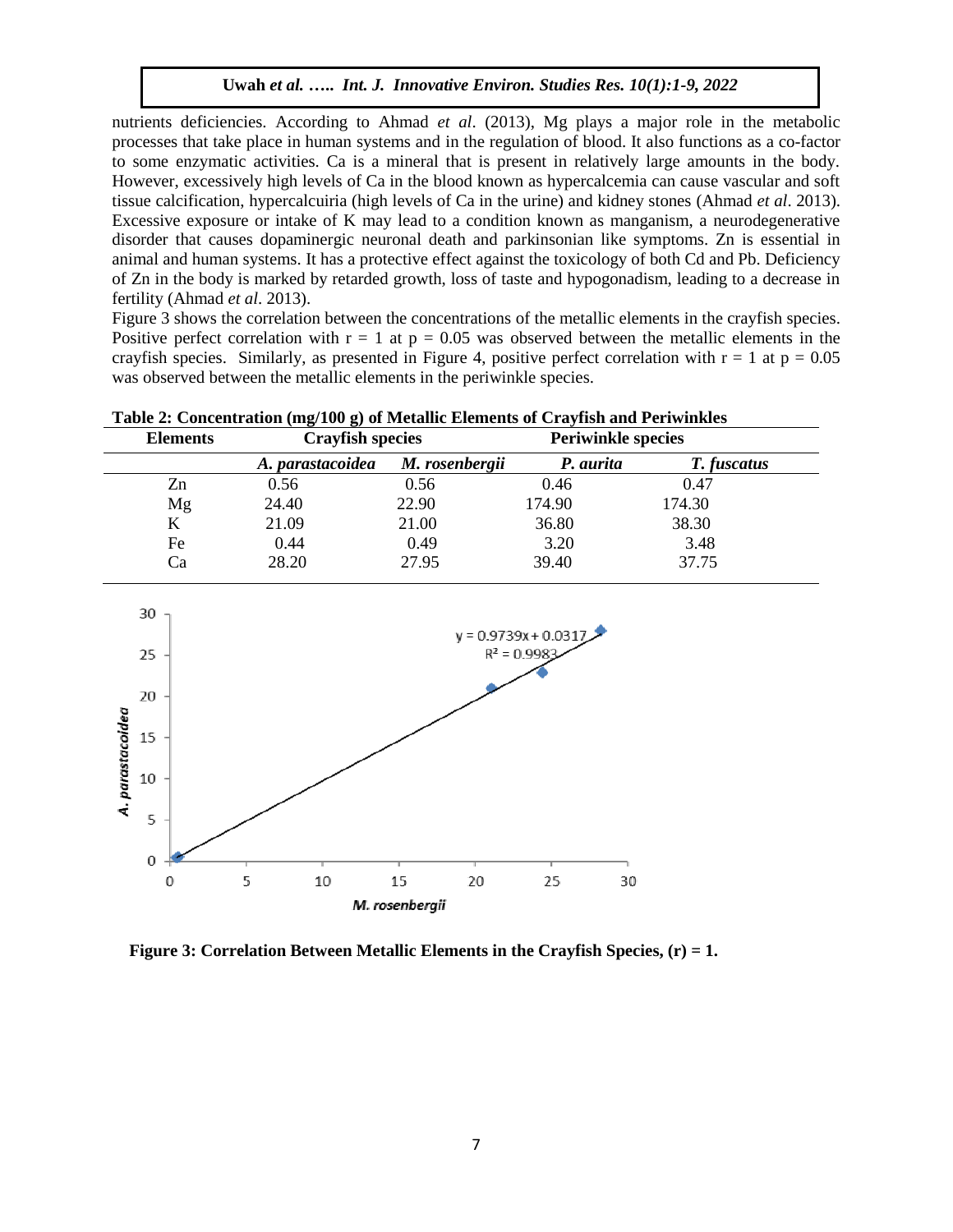nutrients deficiencies. According to Ahmad *et al*. (2013), Mg plays a major role in the metabolic processes that take place in human systems and in the regulation of blood. It also functions as a co-factor to some enzymatic activities. Ca is a mineral that is present in relatively large amounts in the body. However, excessively high levels of Ca in the blood known as hypercalcemia can cause vascular and soft tissue calcification, hypercalcuiria (high levels of Ca in the urine) and kidney stones (Ahmad *et al*. 2013). Excessive exposure or intake of K may lead to a condition known as manganism, a neurodegenerative disorder that causes dopaminergic neuronal death and parkinsonian like symptoms. Zn is essential in animal and human systems. It has a protective effect against the toxicology of both Cd and Pb. Deficiency of Zn in the body is marked by retarded growth, loss of taste and hypogonadism, leading to a decrease in fertility (Ahmad *et al*. 2013).

Figure 3 shows the correlation between the concentrations of the metallic elements in the crayfish species. Positive perfect correlation with $r = 1$ at $p = 0.05$ was observed between the metallic elements in the crayfish species. Similarly, as presented in Figure 4, positive perfect correlation with $r = 1$ at $p = 0.05$ was observed between the metallic elements in the periwinkle species.

**Table 2: Concentration (mg/100 g) of Metallic Elements of Crayfish and Periwinkles**

| Elements | Crayfish species | | Periwinkle species | |
|---|---|---|---|---|
| | *A. parastacoidea* | *M. rosenbergii* | *P. aurita* | *T. fuscatus* |
| Zn | 0.56 | 0.56 | 0.46 | 0.47 |
| Mg | 24.40 | 22.90 | 174.90 | 174.30 |
| K | 21.09 | 21.00 | 36.80 | 38.30 |
| Fe | 0.44 | 0.49 | 3.20 | 3.48 |
| Ca | 28.20 | 27.95 | 39.40 | 37.75 |

$y = 0.9739x + 0.0317$
$R^2 = 0.9983$

**Figure 3: Correlation Between Metallic Elements in the Crayfish Species, (r) = 1.**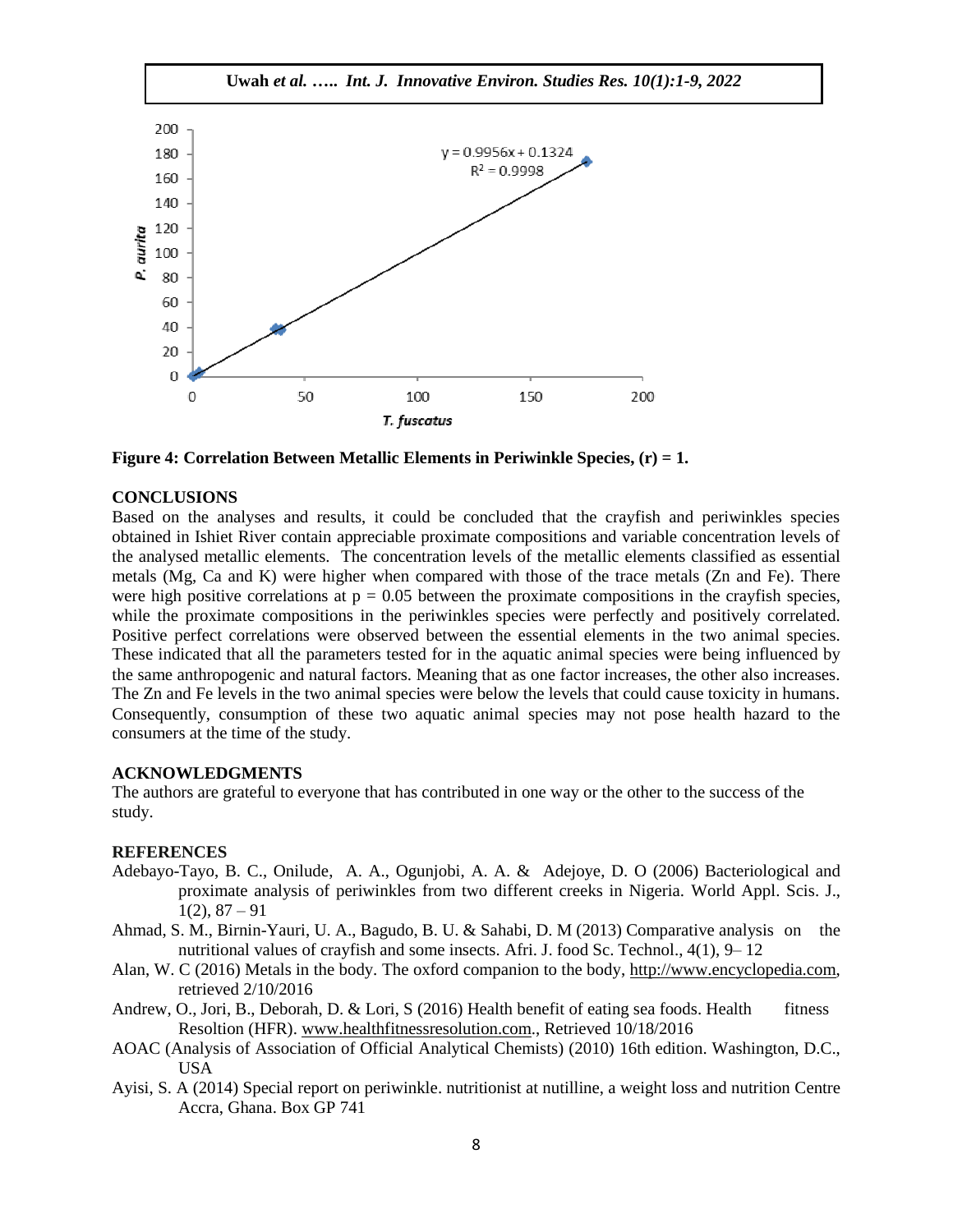**Figure 4: Correlation Between Metallic Elements in Periwinkle Species, (r) = 1.**

## CONCLUSIONS

Based on the analyses and results, it could be concluded that the crayfish and periwinkles species obtained in Ishiet River contain appreciable proximate compositions and variable concentration levels of the analysed metallic elements. The concentration levels of the metallic elements classified as essential metals (Mg, Ca and K) were higher when compared with those of the trace metals (Zn and Fe). There were high positive correlations at $p = 0.05$ between the proximate compositions in the crayfish species, while the proximate compositions in the periwinkles species were perfectly and positively correlated. Positive perfect correlations were observed between the essential elements in the two animal species. These indicated that all the parameters tested for in the aquatic animal species were being influenced by the same anthropogenic and natural factors. Meaning that as one factor increases, the other also increases. The Zn and Fe levels in the two animal species were below the levels that could cause toxicity in humans. Consequently, consumption of these two aquatic animal species may not pose health hazard to the consumers at the time of the study.

## ACKNOWLEDGMENTS

The authors are grateful to everyone that has contributed in one way or the other to the success of the study.

## REFERENCES

Adebayo-Tayo, B. C., Onilude, A. A., Ogunjobi, A. A. & Adejoye, D. O (2006) Bacteriological and proximate analysis of periwinkles from two different creeks in Nigeria. World Appl. Scis. J., 1(2), 87 – 91

Ahmad, S. M., Birnin-Yauri, U. A., Bagudo, B. U. & Sahabi, D. M (2013) Comparative analysis on the nutritional values of crayfish and some insects. Afri. J. food Sc. Technol., 4(1), 9– 12

Alan, W. C (2016) Metals in the body. The oxford companion to the body, http://www.encyclopedia.com, retrieved 2/10/2016

Andrew, O., Jori, B., Deborah, D. & Lori, S (2016) Health benefit of eating sea foods. Health fitness Resoltion (HFR). www.healthfitnessresolution.com., Retrieved 10/18/2016

AOAC (Analysis of Association of Official Analytical Chemists) (2010) 16th edition. Washington, D.C., USA

Ayisi, S. A (2014) Special report on periwinkle. nutritionist at nutilline, a weight loss and nutrition Centre Accra, Ghana. Box GP 741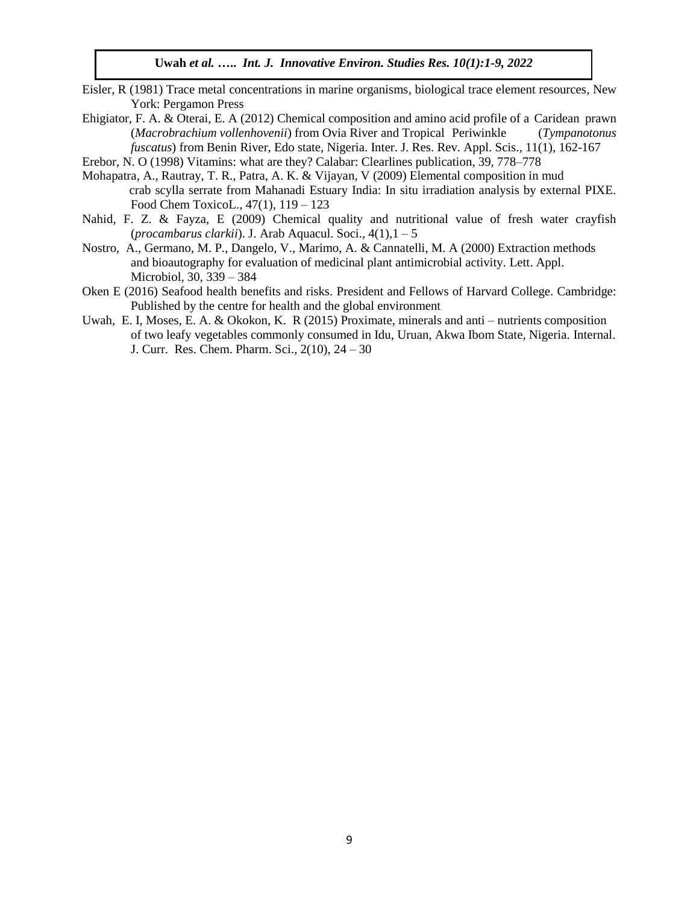Eisler, R (1981) Trace metal concentrations in marine organisms, biological trace element resources, New York: Pergamon Press

Ehigiator, F. A. & Oterai, E. A (2012) Chemical composition and amino acid profile of a Caridean prawn (*Macrobrachium vollenhovenii*) from Ovia River and Tropical Periwinkle (*Tympanotonus fuscatus*) from Benin River, Edo state, Nigeria. Inter. J. Res. Rev. Appl. Scis., 11(1), 162-167

Erebor, N. O (1998) Vitamins: what are they? Calabar: Clearlines publication, 39, 778–778

Mohapatra, A., Rautray, T. R., Patra, A. K. & Vijayan, V (2009) Elemental composition in mud crab scylla serrate from Mahanadi Estuary India: In situ irradiation analysis by external PIXE. Food Chem ToxicoL., 47(1), 119 – 123

Nahid, F. Z. & Fayza, E (2009) Chemical quality and nutritional value of fresh water crayfish (*procambarus clarkii*). J. Arab Aquacul. Soci., 4(1),1 – 5

Nostro, A., Germano, M. P., Dangelo, V., Marimo, A. & Cannatelli, M. A (2000) Extraction methods and bioautography for evaluation of medicinal plant antimicrobial activity. Lett. Appl. Microbiol, 30, 339 – 384

Oken E (2016) Seafood health benefits and risks. President and Fellows of Harvard College. Cambridge: Published by the centre for health and the global environment

Uwah, E. I, Moses, E. A. & Okokon, K. R (2015) Proximate, minerals and anti – nutrients composition of two leafy vegetables commonly consumed in Idu, Uruan, Akwa Ibom State, Nigeria. Internal. J. Curr. Res. Chem. Pharm. Sci., 2(10), 24 – 30